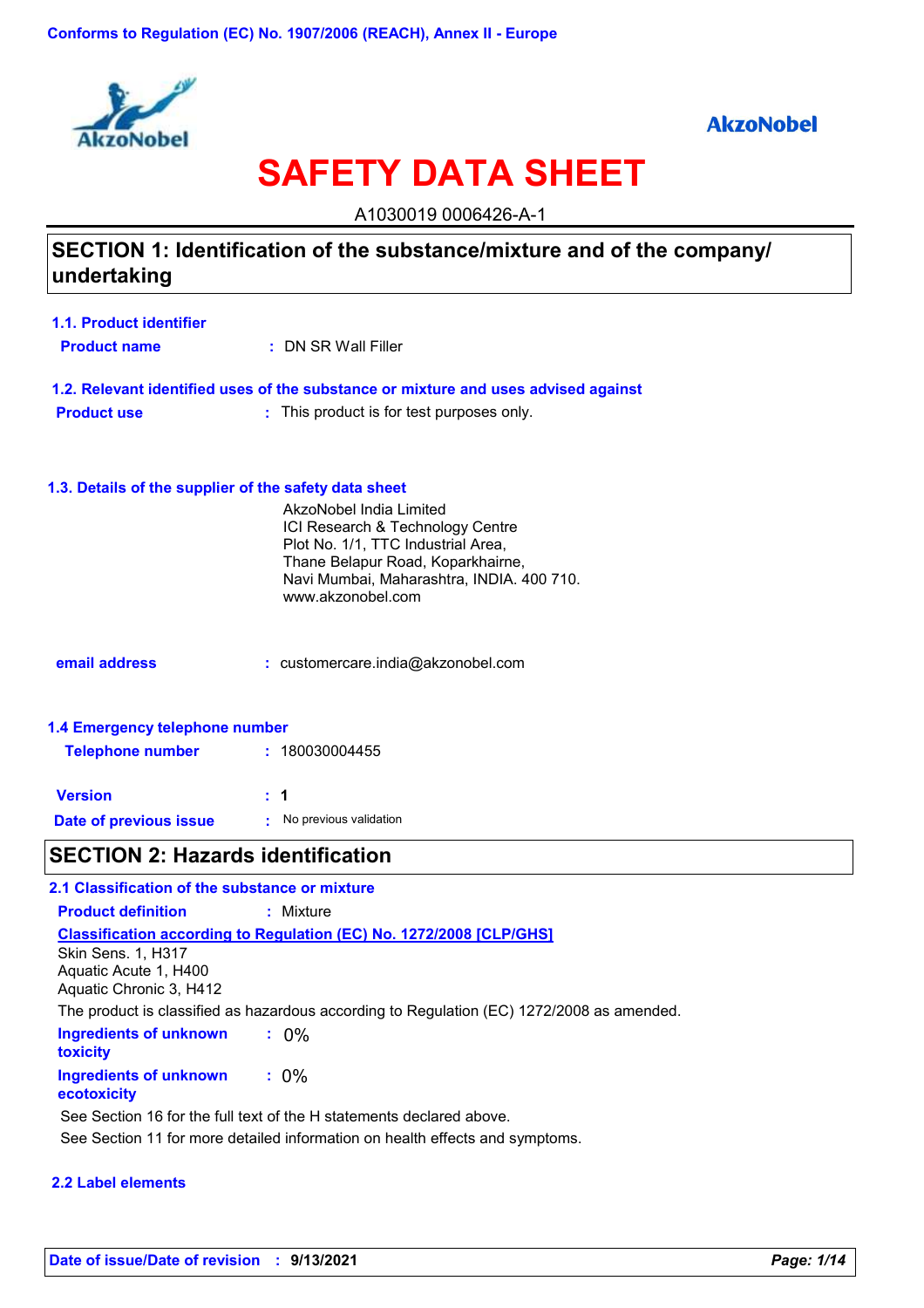Conforms to Regulation (EC) No. 1907/2006 (REACH), Annex II - Europe

AkzoNobel

# SAFETY DATA SHEET

A1030019 0006426-A-1

## SECTION 1: Identification of the substance/mixture and of the company/undertaking

### 1.1. Product identifier

**Product name** : DN SR Wall Filler

### 1.2. Relevant identified uses of the substance or mixture and uses advised against

**Product use** : This product is for test purposes only.

### 1.3. Details of the supplier of the safety data sheet

AkzoNobel India Limited
ICI Research & Technology Centre
Plot No. 1/1, TTC Industrial Area,
Thane Belapur Road, Koparkhairne,
Navi Mumbai, Maharashtra, INDIA. 400 710.
www.akzonobel.com

**email address** : customercare.india@akzonobel.com

### 1.4 Emergency telephone number

**Telephone number** : 180030004455

**Version** : 1

**Date of previous issue** : No previous validation

## SECTION 2: Hazards identification

### 2.1 Classification of the substance or mixture

**Product definition** : Mixture

**Classification according to Regulation (EC) No. 1272/2008 [CLP/GHS]**

Skin Sens. 1, H317
Aquatic Acute 1, H400
Aquatic Chronic 3, H412

The product is classified as hazardous according to Regulation (EC) 1272/2008 as amended.

**Ingredients of unknown toxicity** : 0%

**Ingredients of unknown ecotoxicity** : 0%

See Section 16 for the full text of the H statements declared above.

See Section 11 for more detailed information on health effects and symptoms.

### 2.2 Label elements

Date of issue/Date of revision : 9/13/2021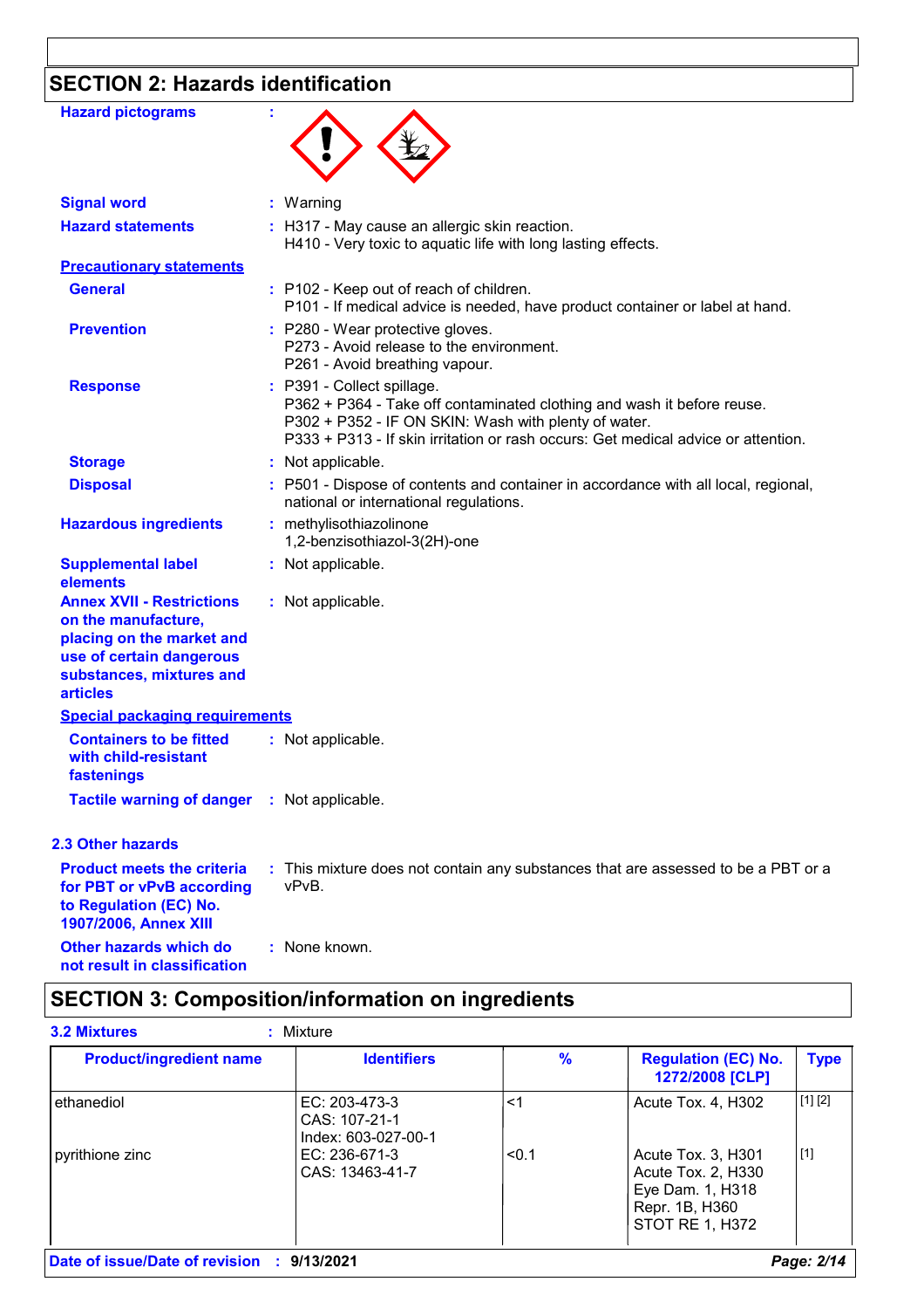## SECTION 2: Hazards identification

**Hazard pictograms** :

**Signal word** : Warning

**Hazard statements** : H317 - May cause an allergic skin reaction.
H410 - Very toxic to aquatic life with long lasting effects.

**Precautionary statements**

**General** : P102 - Keep out of reach of children.
P101 - If medical advice is needed, have product container or label at hand.

**Prevention** : P280 - Wear protective gloves.
P273 - Avoid release to the environment.
P261 - Avoid breathing vapour.

**Response** : P391 - Collect spillage.
P362 + P364 - Take off contaminated clothing and wash it before reuse.
P302 + P352 - IF ON SKIN: Wash with plenty of water.
P333 + P313 - If skin irritation or rash occurs: Get medical advice or attention.

**Storage** : Not applicable.

**Disposal** : P501 - Dispose of contents and container in accordance with all local, regional, national or international regulations.

**Hazardous ingredients** : methylisothiazolinone
1,2-benzisothiazol-3(2H)-one

**Supplemental label elements** : Not applicable.

**Annex XVII - Restrictions on the manufacture, placing on the market and use of certain dangerous substances, mixtures and articles** : Not applicable.

**Special packaging requirements**

**Containers to be fitted with child-resistant fastenings** : Not applicable.

**Tactile warning of danger** : Not applicable.

### 2.3 Other hazards

**Product meets the criteria for PBT or vPvB according to Regulation (EC) No. 1907/2006, Annex XIII** : This mixture does not contain any substances that are assessed to be a PBT or a vPvB.

**Other hazards which do not result in classification** : None known.

## SECTION 3: Composition/information on ingredients

**3.2 Mixtures** : Mixture

| Product/ingredient name | Identifiers | % | Regulation (EC) No. 1272/2008 [CLP] | Type |
|---|---|---|---|---|
| ethanediol | EC: 203-473-3<br>CAS: 107-21-1<br>Index: 603-027-00-1 | <1 | Acute Tox. 4, H302 | [1] [2] |
| pyrithione zinc | EC: 236-671-3<br>CAS: 13463-41-7 | <0.1 | Acute Tox. 3, H301<br>Acute Tox. 2, H330<br>Eye Dam. 1, H318<br>Repr. 1B, H360<br>STOT RE 1, H372 | [1] |

**Date of issue/Date of revision** : **9/13/2021**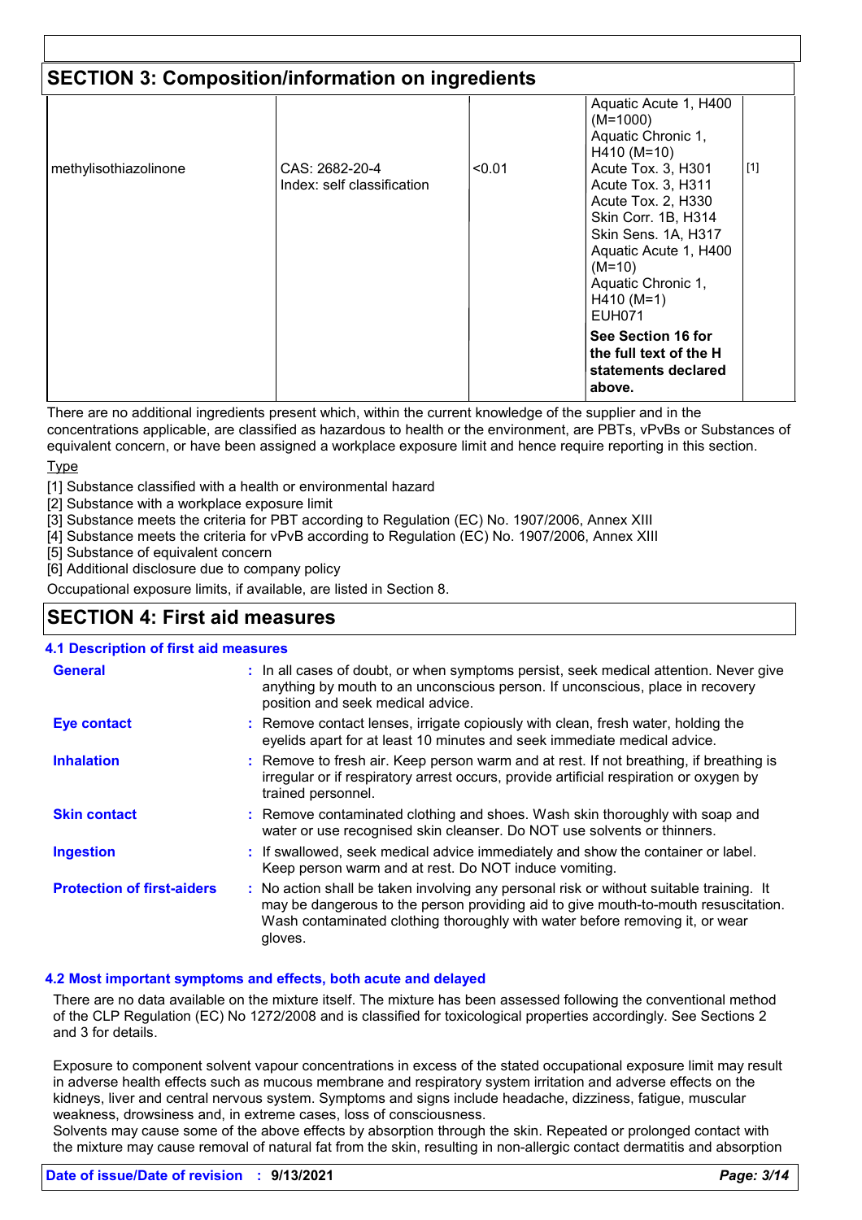## SECTION 3: Composition/information on ingredients

| | | | | |
|---|---|---|---|---|
| methylisothiazolinone | CAS: 2682-20-4<br>Index: self classification | <0.01 | Aquatic Acute 1, H400 (M=1000)<br>Aquatic Chronic 1, H410 (M=10)<br>Acute Tox. 3, H301<br>Acute Tox. 3, H311<br>Acute Tox. 2, H330<br>Skin Corr. 1B, H314<br>Skin Sens. 1A, H317<br>Aquatic Acute 1, H400 (M=10)<br>Aquatic Chronic 1, H410 (M=1)<br>EUH071<br>**See Section 16 for the full text of the H statements declared above.** | [1] |

There are no additional ingredients present which, within the current knowledge of the supplier and in the concentrations applicable, are classified as hazardous to health or the environment, are PBTs, vPvBs or Substances of equivalent concern, or have been assigned a workplace exposure limit and hence require reporting in this section.

Type

[1] Substance classified with a health or environmental hazard
[2] Substance with a workplace exposure limit
[3] Substance meets the criteria for PBT according to Regulation (EC) No. 1907/2006, Annex XIII
[4] Substance meets the criteria for vPvB according to Regulation (EC) No. 1907/2006, Annex XIII
[5] Substance of equivalent concern
[6] Additional disclosure due to company policy

Occupational exposure limits, if available, are listed in Section 8.

## SECTION 4: First aid measures

### 4.1 Description of first aid measures

**General** : In all cases of doubt, or when symptoms persist, seek medical attention. Never give anything by mouth to an unconscious person. If unconscious, place in recovery position and seek medical advice.

**Eye contact** : Remove contact lenses, irrigate copiously with clean, fresh water, holding the eyelids apart for at least 10 minutes and seek immediate medical advice.

**Inhalation** : Remove to fresh air. Keep person warm and at rest. If not breathing, if breathing is irregular or if respiratory arrest occurs, provide artificial respiration or oxygen by trained personnel.

**Skin contact** : Remove contaminated clothing and shoes. Wash skin thoroughly with soap and water or use recognised skin cleanser. Do NOT use solvents or thinners.

**Ingestion** : If swallowed, seek medical advice immediately and show the container or label. Keep person warm and at rest. Do NOT induce vomiting.

**Protection of first-aiders** : No action shall be taken involving any personal risk or without suitable training. It may be dangerous to the person providing aid to give mouth-to-mouth resuscitation. Wash contaminated clothing thoroughly with water before removing it, or wear gloves.

### 4.2 Most important symptoms and effects, both acute and delayed

There are no data available on the mixture itself. The mixture has been assessed following the conventional method of the CLP Regulation (EC) No 1272/2008 and is classified for toxicological properties accordingly. See Sections 2 and 3 for details.

Exposure to component solvent vapour concentrations in excess of the stated occupational exposure limit may result in adverse health effects such as mucous membrane and respiratory system irritation and adverse effects on the kidneys, liver and central nervous system. Symptoms and signs include headache, dizziness, fatigue, muscular weakness, drowsiness and, in extreme cases, loss of consciousness.
Solvents may cause some of the above effects by absorption through the skin. Repeated or prolonged contact with the mixture may cause removal of natural fat from the skin, resulting in non-allergic contact dermatitis and absorption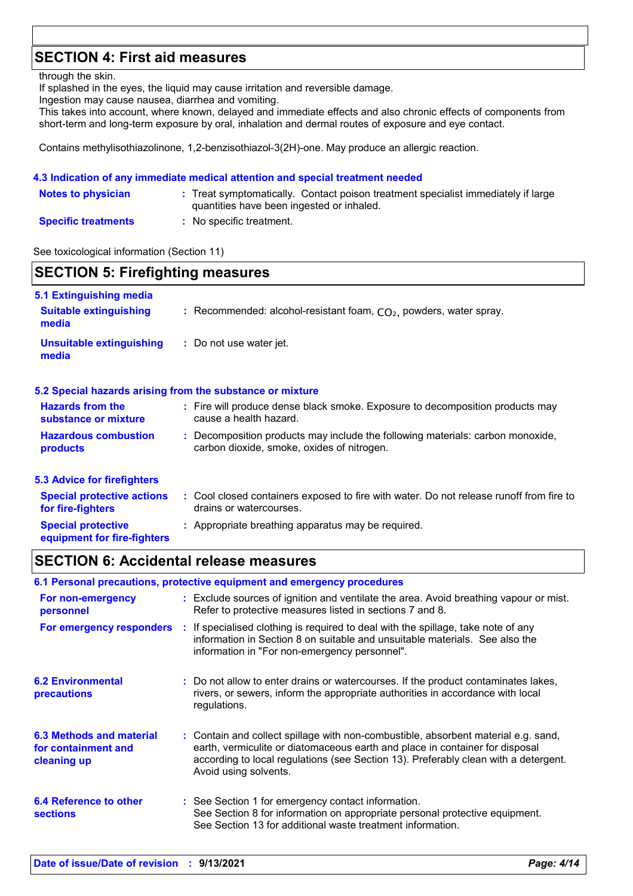## SECTION 4: First aid measures

through the skin.
If splashed in the eyes, the liquid may cause irritation and reversible damage.
Ingestion may cause nausea, diarrhea and vomiting.
This takes into account, where known, delayed and immediate effects and also chronic effects of components from short-term and long-term exposure by oral, inhalation and dermal routes of exposure and eye contact.

Contains methylisothiazolinone, 1,2-benzisothiazol-3(2H)-one. May produce an allergic reaction.

### 4.3 Indication of any immediate medical attention and special treatment needed

**Notes to physician** : Treat symptomatically. Contact poison treatment specialist immediately if large quantities have been ingested or inhaled.

**Specific treatments** : No specific treatment.

See toxicological information (Section 11)

## SECTION 5: Firefighting measures

### 5.1 Extinguishing media

**Suitable extinguishing media** : Recommended: alcohol-resistant foam, $CO_2$, powders, water spray.

**Unsuitable extinguishing media** : Do not use water jet.

### 5.2 Special hazards arising from the substance or mixture

**Hazards from the substance or mixture** : Fire will produce dense black smoke. Exposure to decomposition products may cause a health hazard.

**Hazardous combustion products** : Decomposition products may include the following materials: carbon monoxide, carbon dioxide, smoke, oxides of nitrogen.

### 5.3 Advice for firefighters

**Special protective actions for fire-fighters** : Cool closed containers exposed to fire with water. Do not release runoff from fire to drains or watercourses.

**Special protective equipment for fire-fighters** : Appropriate breathing apparatus may be required.

## SECTION 6: Accidental release measures

### 6.1 Personal precautions, protective equipment and emergency procedures

**For non-emergency personnel** : Exclude sources of ignition and ventilate the area. Avoid breathing vapour or mist. Refer to protective measures listed in sections 7 and 8.

**For emergency responders** : If specialised clothing is required to deal with the spillage, take note of any information in Section 8 on suitable and unsuitable materials. See also the information in "For non-emergency personnel".

### 6.2 Environmental precautions

: Do not allow to enter drains or watercourses. If the product contaminates lakes, rivers, or sewers, inform the appropriate authorities in accordance with local regulations.

### 6.3 Methods and material for containment and cleaning up

: Contain and collect spillage with non-combustible, absorbent material e.g. sand, earth, vermiculite or diatomaceous earth and place in container for disposal according to local regulations (see Section 13). Preferably clean with a detergent. Avoid using solvents.

### 6.4 Reference to other sections

: See Section 1 for emergency contact information.
See Section 8 for information on appropriate personal protective equipment.
See Section 13 for additional waste treatment information.

**Date of issue/Date of revision : 9/13/2021**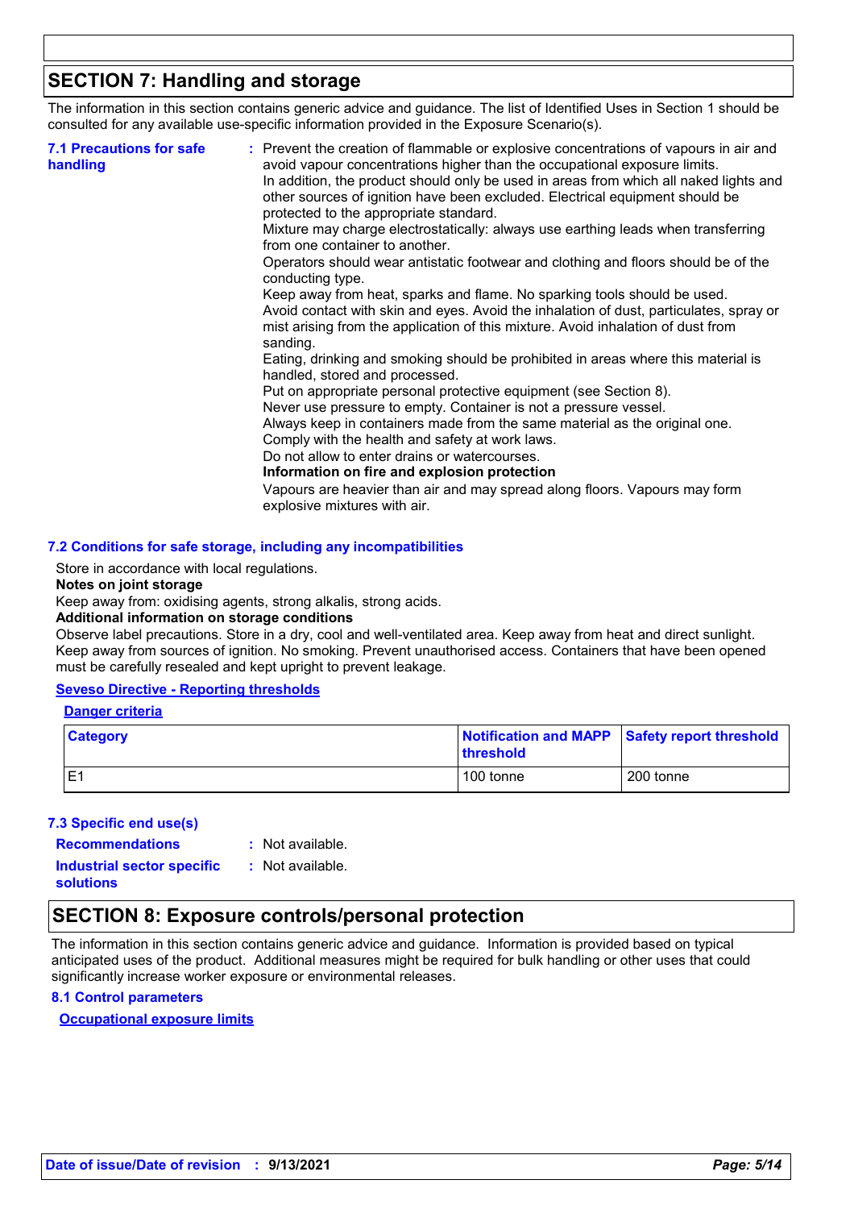## SECTION 7: Handling and storage

The information in this section contains generic advice and guidance. The list of Identified Uses in Section 1 should be consulted for any available use-specific information provided in the Exposure Scenario(s).

**7.1 Precautions for safe handling** : Prevent the creation of flammable or explosive concentrations of vapours in air and avoid vapour concentrations higher than the occupational exposure limits.
In addition, the product should only be used in areas from which all naked lights and other sources of ignition have been excluded. Electrical equipment should be protected to the appropriate standard.
Mixture may charge electrostatically: always use earthing leads when transferring from one container to another.
Operators should wear antistatic footwear and clothing and floors should be of the conducting type.
Keep away from heat, sparks and flame. No sparking tools should be used.
Avoid contact with skin and eyes. Avoid the inhalation of dust, particulates, spray or mist arising from the application of this mixture. Avoid inhalation of dust from sanding.
Eating, drinking and smoking should be prohibited in areas where this material is handled, stored and processed.
Put on appropriate personal protective equipment (see Section 8).
Never use pressure to empty. Container is not a pressure vessel.
Always keep in containers made from the same material as the original one.
Comply with the health and safety at work laws.
Do not allow to enter drains or watercourses.

**Information on fire and explosion protection**

Vapours are heavier than air and may spread along floors. Vapours may form explosive mixtures with air.

**7.2 Conditions for safe storage, including any incompatibilities**

Store in accordance with local regulations.

**Notes on joint storage**

Keep away from: oxidising agents, strong alkalis, strong acids.

**Additional information on storage conditions**

Observe label precautions. Store in a dry, cool and well-ventilated area. Keep away from heat and direct sunlight. Keep away from sources of ignition. No smoking. Prevent unauthorised access. Containers that have been opened must be carefully resealed and kept upright to prevent leakage.

**Seveso Directive - Reporting thresholds**

**Danger criteria**

| Category | Notification and MAPP threshold | Safety report threshold |
|---|---|---|
| E1 | 100 tonne | 200 tonne |

**7.3 Specific end use(s)**

**Recommendations** : Not available.

**Industrial sector specific solutions** : Not available.

## SECTION 8: Exposure controls/personal protection

The information in this section contains generic advice and guidance. Information is provided based on typical anticipated uses of the product. Additional measures might be required for bulk handling or other uses that could significantly increase worker exposure or environmental releases.

**8.1 Control parameters**

**Occupational exposure limits**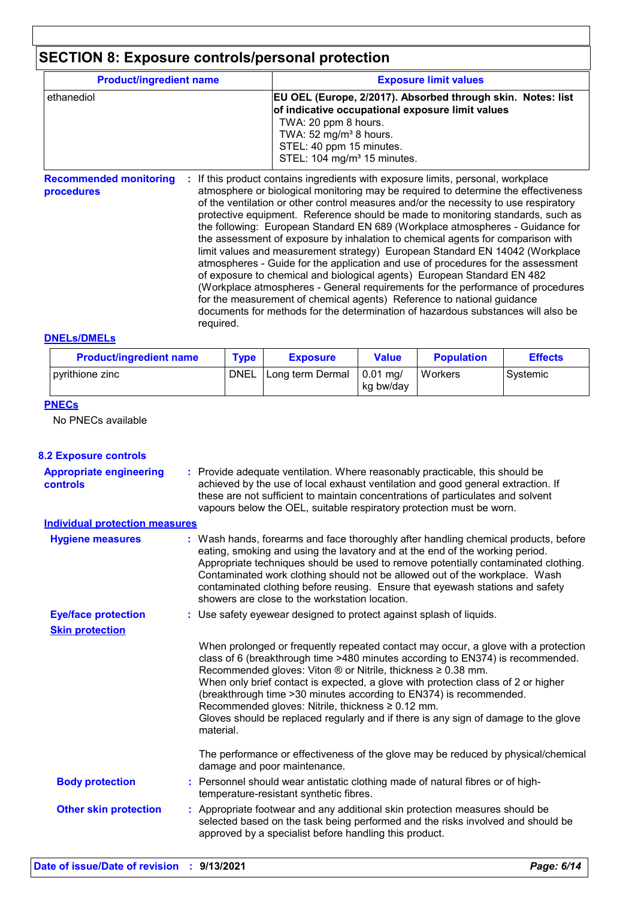## SECTION 8: Exposure controls/personal protection

| Product/ingredient name | Exposure limit values |
| --- | --- |
| ethanediol | **EU OEL (Europe, 2/2017). Absorbed through skin. Notes: list of indicative occupational exposure limit values**<br>TWA: 20 ppm 8 hours.<br>TWA: 52 mg/m³ 8 hours.<br>STEL: 40 ppm 15 minutes.<br>STEL: 104 mg/m³ 15 minutes. |

**Recommended monitoring procedures** : If this product contains ingredients with exposure limits, personal, workplace atmosphere or biological monitoring may be required to determine the effectiveness of the ventilation or other control measures and/or the necessity to use respiratory protective equipment. Reference should be made to monitoring standards, such as the following: European Standard EN 689 (Workplace atmospheres - Guidance for the assessment of exposure by inhalation to chemical agents for comparison with limit values and measurement strategy) European Standard EN 14042 (Workplace atmospheres - Guide for the application and use of procedures for the assessment of exposure to chemical and biological agents) European Standard EN 482 (Workplace atmospheres - General requirements for the performance of procedures for the measurement of chemical agents) Reference to national guidance documents for methods for the determination of hazardous substances will also be required.

### DNELs/DMELs

| Product/ingredient name | Type | Exposure | Value | Population | Effects |
| --- | --- | --- | --- | --- | --- |
| pyrithione zinc | DNEL | Long term Dermal | 0.01 mg/kg bw/day | Workers | Systemic |

### PNECs

No PNECs available

### 8.2 Exposure controls

**Appropriate engineering controls** : Provide adequate ventilation. Where reasonably practicable, this should be achieved by the use of local exhaust ventilation and good general extraction. If these are not sufficient to maintain concentrations of particulates and solvent vapours below the OEL, suitable respiratory protection must be worn.

#### Individual protection measures

**Hygiene measures** : Wash hands, forearms and face thoroughly after handling chemical products, before eating, smoking and using the lavatory and at the end of the working period. Appropriate techniques should be used to remove potentially contaminated clothing. Contaminated work clothing should not be allowed out of the workplace. Wash contaminated clothing before reusing. Ensure that eyewash stations and safety showers are close to the workstation location.

**Eye/face protection** : Use safety eyewear designed to protect against splash of liquids.

**Skin protection**

When prolonged or frequently repeated contact may occur, a glove with a protection class of 6 (breakthrough time >480 minutes according to EN374) is recommended. Recommended gloves: Viton ® or Nitrile, thickness ≥ 0.38 mm.
When only brief contact is expected, a glove with protection class of 2 or higher (breakthrough time >30 minutes according to EN374) is recommended. Recommended gloves: Nitrile, thickness ≥ 0.12 mm.
Gloves should be replaced regularly and if there is any sign of damage to the glove material.

The performance or effectiveness of the glove may be reduced by physical/chemical damage and poor maintenance.

**Body protection** : Personnel should wear antistatic clothing made of natural fibres or of high-temperature-resistant synthetic fibres.

**Other skin protection** : Appropriate footwear and any additional skin protection measures should be selected based on the task being performed and the risks involved and should be approved by a specialist before handling this product.

**Date of issue/Date of revision** : **9/13/2021**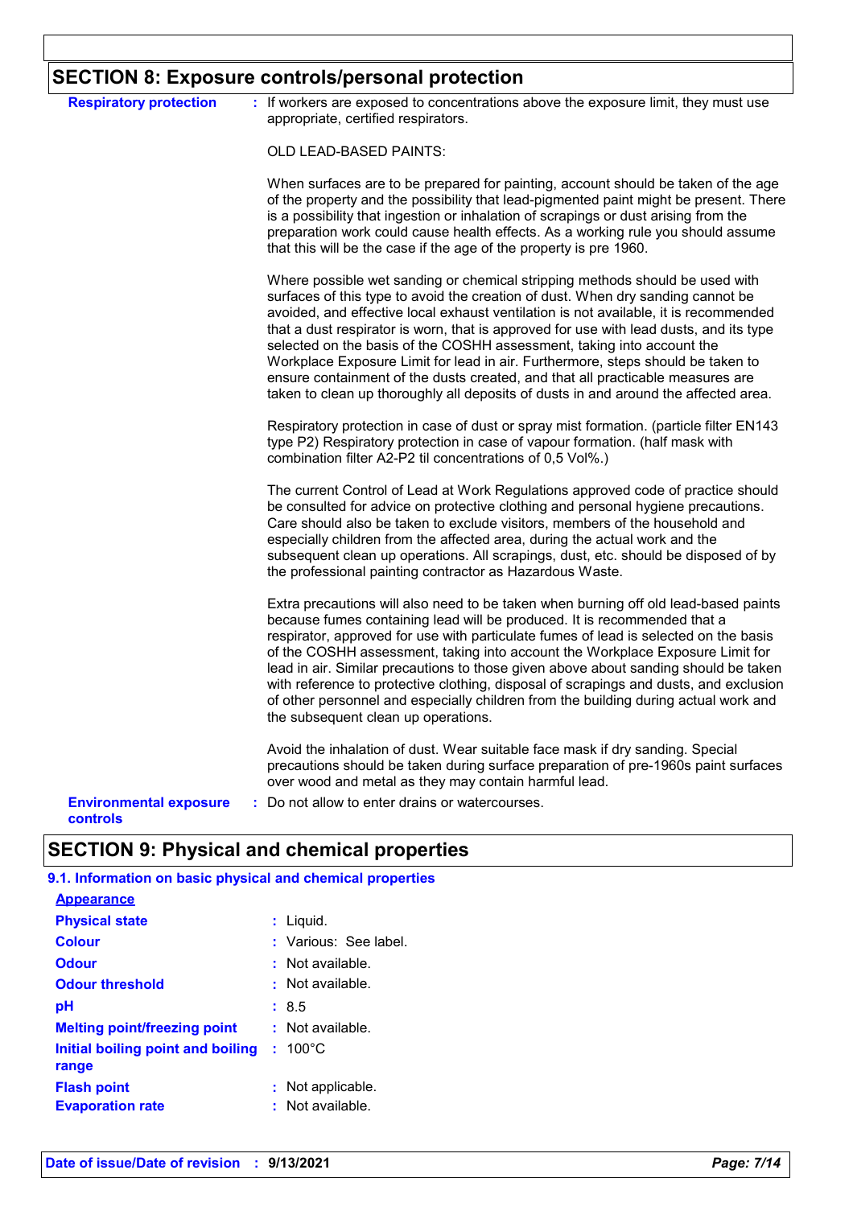## SECTION 8: Exposure controls/personal protection

**Respiratory protection** : If workers are exposed to concentrations above the exposure limit, they must use appropriate, certified respirators.

OLD LEAD-BASED PAINTS:

When surfaces are to be prepared for painting, account should be taken of the age of the property and the possibility that lead-pigmented paint might be present. There is a possibility that ingestion or inhalation of scrapings or dust arising from the preparation work could cause health effects. As a working rule you should assume that this will be the case if the age of the property is pre 1960.

Where possible wet sanding or chemical stripping methods should be used with surfaces of this type to avoid the creation of dust. When dry sanding cannot be avoided, and effective local exhaust ventilation is not available, it is recommended that a dust respirator is worn, that is approved for use with lead dusts, and its type selected on the basis of the COSHH assessment, taking into account the Workplace Exposure Limit for lead in air. Furthermore, steps should be taken to ensure containment of the dusts created, and that all practicable measures are taken to clean up thoroughly all deposits of dusts in and around the affected area.

Respiratory protection in case of dust or spray mist formation. (particle filter EN143 type P2) Respiratory protection in case of vapour formation. (half mask with combination filter A2-P2 til concentrations of 0,5 Vol%.)

The current Control of Lead at Work Regulations approved code of practice should be consulted for advice on protective clothing and personal hygiene precautions. Care should also be taken to exclude visitors, members of the household and especially children from the affected area, during the actual work and the subsequent clean up operations. All scrapings, dust, etc. should be disposed of by the professional painting contractor as Hazardous Waste.

Extra precautions will also need to be taken when burning off old lead-based paints because fumes containing lead will be produced. It is recommended that a respirator, approved for use with particulate fumes of lead is selected on the basis of the COSHH assessment, taking into account the Workplace Exposure Limit for lead in air. Similar precautions to those given above about sanding should be taken with reference to protective clothing, disposal of scrapings and dusts, and exclusion of other personnel and especially children from the building during actual work and the subsequent clean up operations.

Avoid the inhalation of dust. Wear suitable face mask if dry sanding. Special precautions should be taken during surface preparation of pre-1960s paint surfaces over wood and metal as they may contain harmful lead.

**Environmental exposure controls** : Do not allow to enter drains or watercourses.

## SECTION 9: Physical and chemical properties

### 9.1. Information on basic physical and chemical properties

**Appearance**

| Property | Value |
|---|---|
| **Physical state** | Liquid. |
| **Colour** | Various: See label. |
| **Odour** | Not available. |
| **Odour threshold** | Not available. |
| **pH** | 8.5 |
| **Melting point/freezing point** | Not available. |
| **Initial boiling point and boiling range** | 100°C |
| **Flash point** | Not applicable. |
| **Evaporation rate** | Not available. |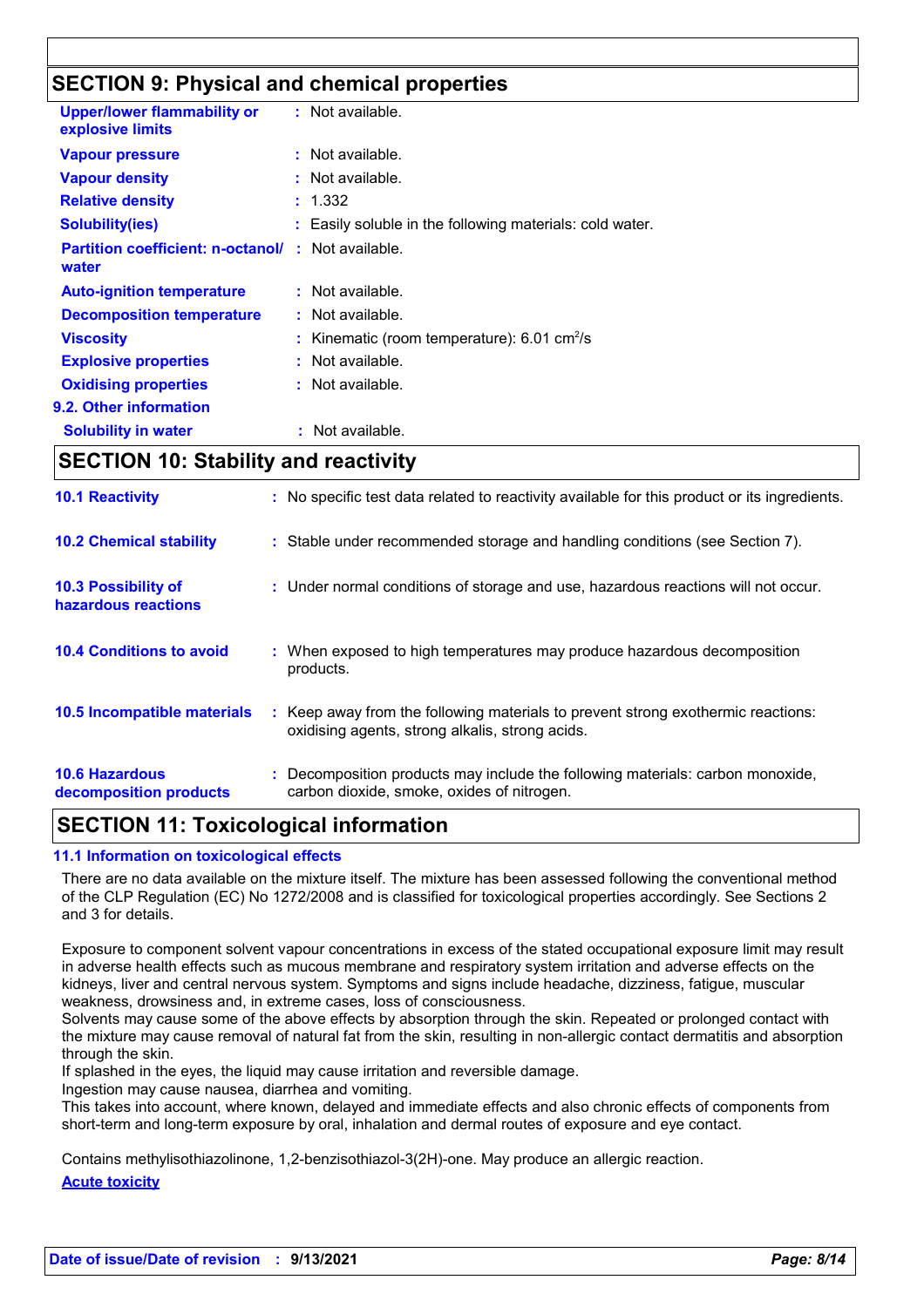## SECTION 9: Physical and chemical properties

| | |
|---|---|
| **Upper/lower flammability or explosive limits** | : Not available. |
| **Vapour pressure** | : Not available. |
| **Vapour density** | : Not available. |
| **Relative density** | : 1.332 |
| **Solubility(ies)** | : Easily soluble in the following materials: cold water. |
| **Partition coefficient: n-octanol/ water** | : Not available. |
| **Auto-ignition temperature** | : Not available. |
| **Decomposition temperature** | : Not available. |
| **Viscosity** | : Kinematic (room temperature): 6.01 $cm^2/s$ |
| **Explosive properties** | : Not available. |
| **Oxidising properties** | : Not available. |

**9.2. Other information**

| | |
|---|---|
| **Solubility in water** | : Not available. |

## SECTION 10: Stability and reactivity

| | |
|---|---|
| **10.1 Reactivity** | : No specific test data related to reactivity available for this product or its ingredients. |
| **10.2 Chemical stability** | : Stable under recommended storage and handling conditions (see Section 7). |
| **10.3 Possibility of hazardous reactions** | : Under normal conditions of storage and use, hazardous reactions will not occur. |
| **10.4 Conditions to avoid** | : When exposed to high temperatures may produce hazardous decomposition products. |
| **10.5 Incompatible materials** | : Keep away from the following materials to prevent strong exothermic reactions: oxidising agents, strong alkalis, strong acids. |
| **10.6 Hazardous decomposition products** | : Decomposition products may include the following materials: carbon monoxide, carbon dioxide, smoke, oxides of nitrogen. |

## SECTION 11: Toxicological information

### 11.1 Information on toxicological effects

There are no data available on the mixture itself. The mixture has been assessed following the conventional method of the CLP Regulation (EC) No 1272/2008 and is classified for toxicological properties accordingly. See Sections 2 and 3 for details.

Exposure to component solvent vapour concentrations in excess of the stated occupational exposure limit may result in adverse health effects such as mucous membrane and respiratory system irritation and adverse effects on the kidneys, liver and central nervous system. Symptoms and signs include headache, dizziness, fatigue, muscular weakness, drowsiness and, in extreme cases, loss of consciousness.
Solvents may cause some of the above effects by absorption through the skin. Repeated or prolonged contact with the mixture may cause removal of natural fat from the skin, resulting in non-allergic contact dermatitis and absorption through the skin.
If splashed in the eyes, the liquid may cause irritation and reversible damage.
Ingestion may cause nausea, diarrhea and vomiting.
This takes into account, where known, delayed and immediate effects and also chronic effects of components from short-term and long-term exposure by oral, inhalation and dermal routes of exposure and eye contact.

Contains methylisothiazolinone, 1,2-benzisothiazol-3(2H)-one. May produce an allergic reaction.

**Acute toxicity**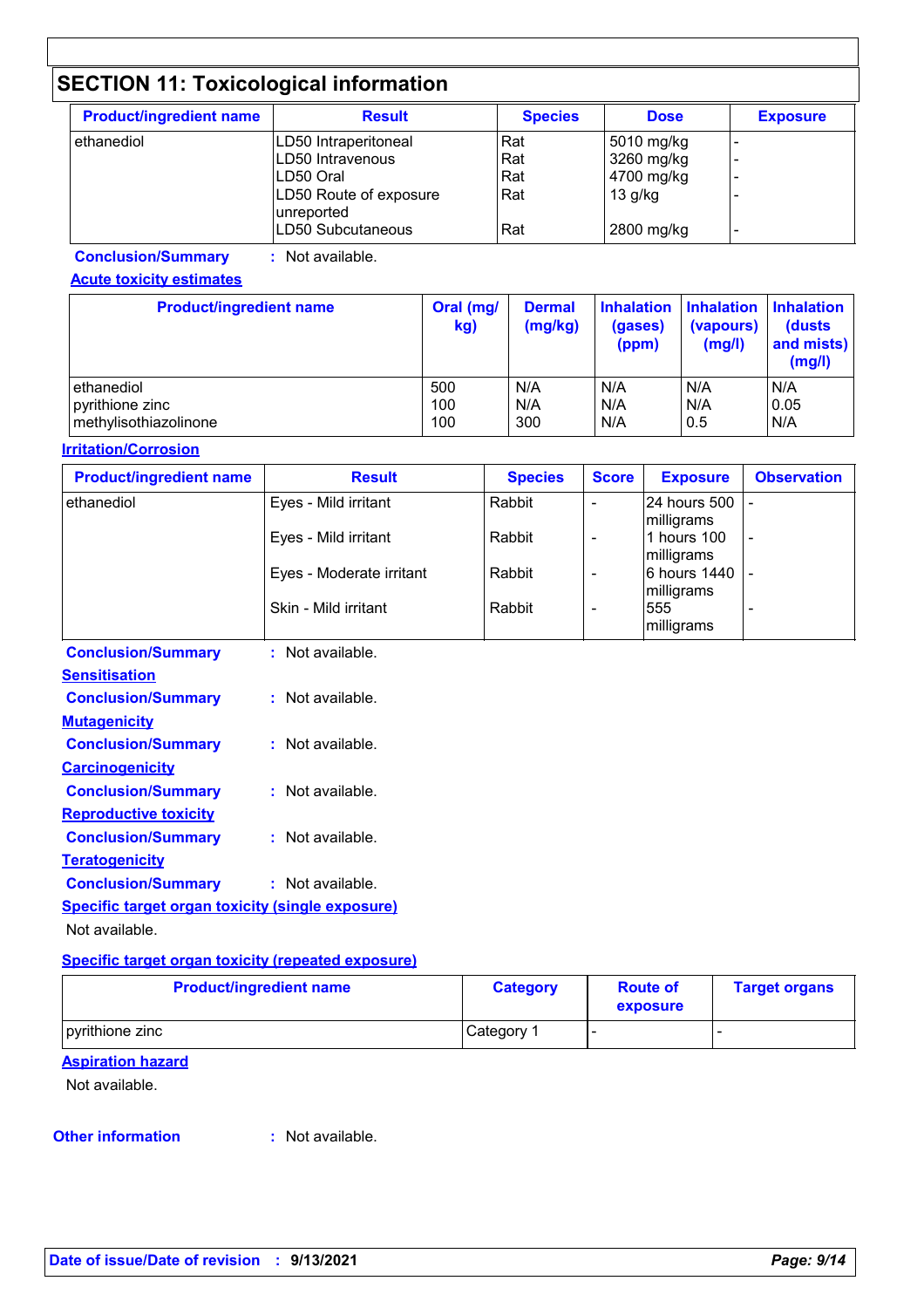## SECTION 11: Toxicological information

| Product/ingredient name | Result | Species | Dose | Exposure |
|---|---|---|---|---|
| ethanediol | LD50 Intraperitoneal | Rat | 5010 mg/kg | - |
| | LD50 Intravenous | Rat | 3260 mg/kg | - |
| | LD50 Oral | Rat | 4700 mg/kg | - |
| | LD50 Route of exposure unreported | Rat | 13 g/kg | - |
| | LD50 Subcutaneous | Rat | 2800 mg/kg | - |

**Conclusion/Summary** : Not available.

**Acute toxicity estimates**

| Product/ingredient name | Oral (mg/kg) | Dermal (mg/kg) | Inhalation (gases) (ppm) | Inhalation (vapours) (mg/l) | Inhalation (dusts and mists) (mg/l) |
|---|---|---|---|---|---|
| ethanediol | 500 | N/A | N/A | N/A | N/A |
| pyrithione zinc | 100 | N/A | N/A | N/A | 0.05 |
| methylisothiazolinone | 100 | 300 | N/A | 0.5 | N/A |

**Irritation/Corrosion**

| Product/ingredient name | Result | Species | Score | Exposure | Observation |
|---|---|---|---|---|---|
| ethanediol | Eyes - Mild irritant | Rabbit | - | 24 hours 500 milligrams | - |
| | Eyes - Mild irritant | Rabbit | - | 1 hours 100 milligrams | - |
| | Eyes - Moderate irritant | Rabbit | - | 6 hours 1440 milligrams | - |
| | Skin - Mild irritant | Rabbit | - | 555 milligrams | - |

**Conclusion/Summary** : Not available.

**Sensitisation**

**Conclusion/Summary** : Not available.

**Mutagenicity**

**Conclusion/Summary** : Not available.

**Carcinogenicity**

**Conclusion/Summary** : Not available.

**Reproductive toxicity**

**Conclusion/Summary** : Not available.

**Teratogenicity**

**Conclusion/Summary** : Not available.

**Specific target organ toxicity (single exposure)**

Not available.

**Specific target organ toxicity (repeated exposure)**

| Product/ingredient name | Category | Route of exposure | Target organs |
|---|---|---|---|
| pyrithione zinc | Category 1 | - | - |

**Aspiration hazard**

Not available.

**Other information** : Not available.

**Date of issue/Date of revision** : **9/13/2021**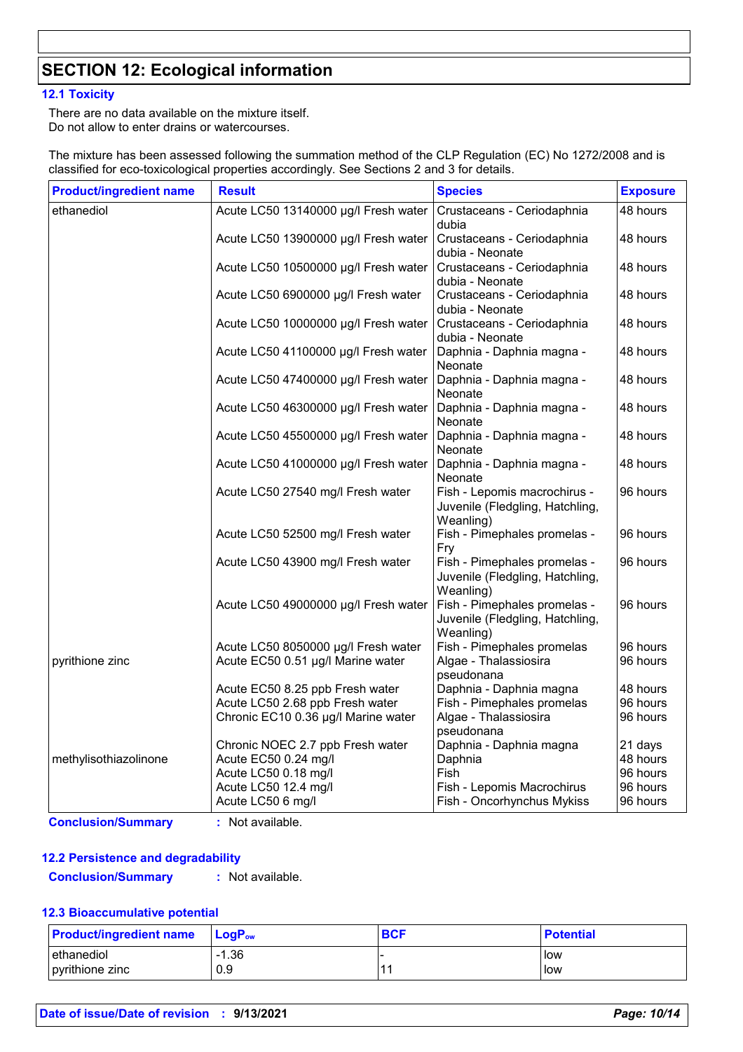## SECTION 12: Ecological information

### 12.1 Toxicity

There are no data available on the mixture itself.
Do not allow to enter drains or watercourses.

The mixture has been assessed following the summation method of the CLP Regulation (EC) No 1272/2008 and is classified for eco-toxicological properties accordingly. See Sections 2 and 3 for details.

| Product/ingredient name | Result | Species | Exposure |
|---|---|---|---|
| ethanediol | Acute LC50 13140000 µg/l Fresh water | Crustaceans - Ceriodaphnia dubia | 48 hours |
| | Acute LC50 13900000 µg/l Fresh water | Crustaceans - Ceriodaphnia dubia - Neonate | 48 hours |
| | Acute LC50 10500000 µg/l Fresh water | Crustaceans - Ceriodaphnia dubia - Neonate | 48 hours |
| | Acute LC50 6900000 µg/l Fresh water | Crustaceans - Ceriodaphnia dubia - Neonate | 48 hours |
| | Acute LC50 10000000 µg/l Fresh water | Crustaceans - Ceriodaphnia dubia - Neonate | 48 hours |
| | Acute LC50 41100000 µg/l Fresh water | Daphnia - Daphnia magna - Neonate | 48 hours |
| | Acute LC50 47400000 µg/l Fresh water | Daphnia - Daphnia magna - Neonate | 48 hours |
| | Acute LC50 46300000 µg/l Fresh water | Daphnia - Daphnia magna - Neonate | 48 hours |
| | Acute LC50 45500000 µg/l Fresh water | Daphnia - Daphnia magna - Neonate | 48 hours |
| | Acute LC50 41000000 µg/l Fresh water | Daphnia - Daphnia magna - Neonate | 48 hours |
| | Acute LC50 27540 mg/l Fresh water | Fish - Lepomis macrochirus - Juvenile (Fledgling, Hatchling, Weanling) | 96 hours |
| | Acute LC50 52500 mg/l Fresh water | Fish - Pimephales promelas - Fry | 96 hours |
| | Acute LC50 43900 mg/l Fresh water | Fish - Pimephales promelas - Juvenile (Fledgling, Hatchling, Weanling) | 96 hours |
| | Acute LC50 49000000 µg/l Fresh water | Fish - Pimephales promelas - Juvenile (Fledgling, Hatchling, Weanling) | 96 hours |
| | Acute LC50 8050000 µg/l Fresh water | Fish - Pimephales promelas | 96 hours |
| pyrithione zinc | Acute EC50 0.51 µg/l Marine water | Algae - Thalassiosira pseudonana | 96 hours |
| | Acute EC50 8.25 ppb Fresh water | Daphnia - Daphnia magna | 48 hours |
| | Acute LC50 2.68 ppb Fresh water | Fish - Pimephales promelas | 96 hours |
| | Chronic EC10 0.36 µg/l Marine water | Algae - Thalassiosira pseudonana | 96 hours |
| | Chronic NOEC 2.7 ppb Fresh water | Daphnia - Daphnia magna | 21 days |
| methylisothiazolinone | Acute EC50 0.24 mg/l | Daphnia | 48 hours |
| | Acute LC50 0.18 mg/l | Fish | 96 hours |
| | Acute LC50 12.4 mg/l | Fish - Lepomis Macrochirus | 96 hours |
| | Acute LC50 6 mg/l | Fish - Oncorhynchus Mykiss | 96 hours |

**Conclusion/Summary** : Not available.

### 12.2 Persistence and degradability

**Conclusion/Summary** : Not available.

### 12.3 Bioaccumulative potential

| Product/ingredient name | $LogP_{ow}$ | BCF | Potential |
|---|---|---|---|
| ethanediol | -1.36 | - | low |
| pyrithione zinc | 0.9 | 11 | low |

**Date of issue/Date of revision** : **9/13/2021**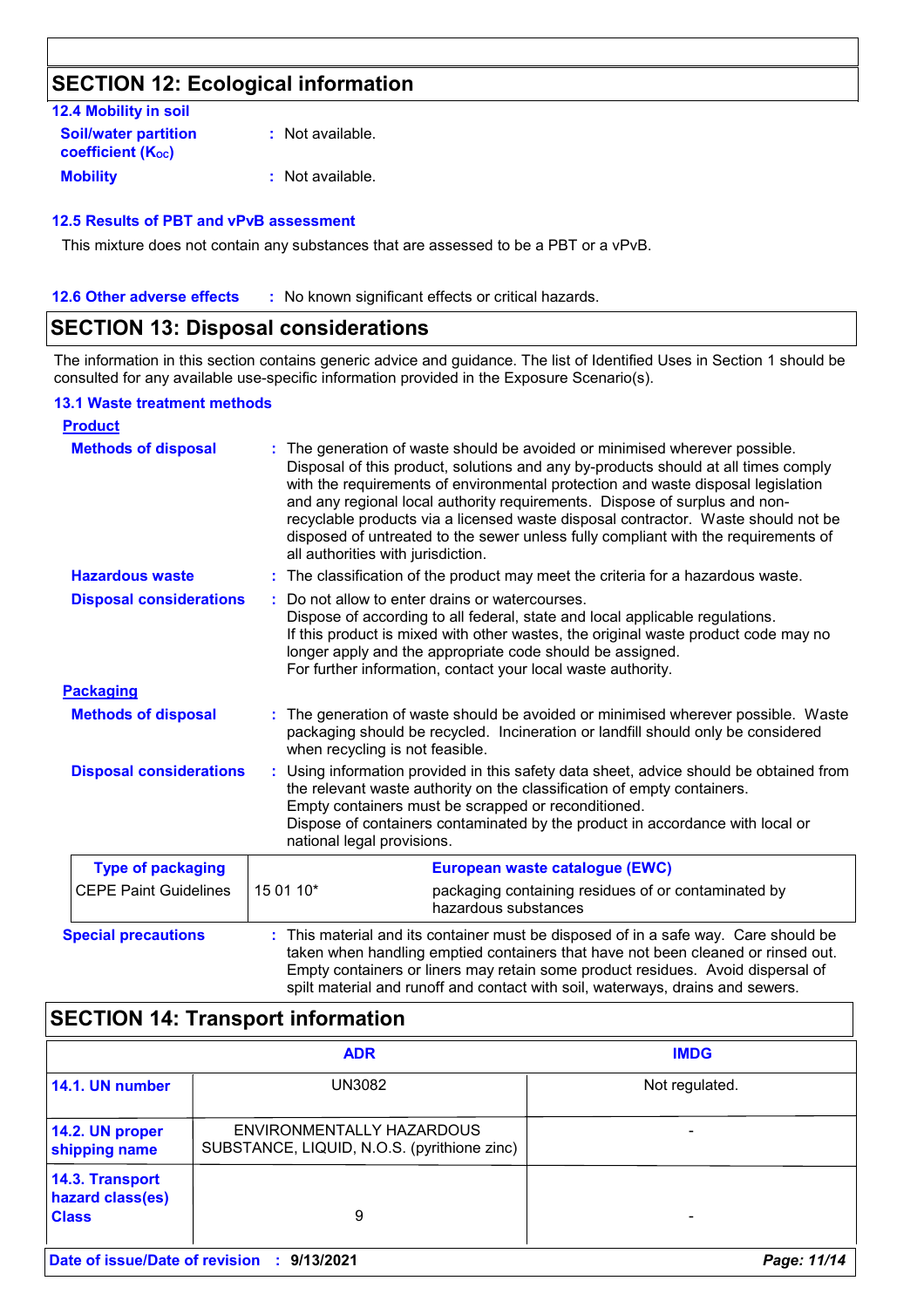## SECTION 12: Ecological information

### 12.4 Mobility in soil

**Soil/water partition coefficient ($K_{OC}$)** : Not available.

**Mobility** : Not available.

### 12.5 Results of PBT and vPvB assessment

This mixture does not contain any substances that are assessed to be a PBT or a vPvB.

### 12.6 Other adverse effects

: No known significant effects or critical hazards.

## SECTION 13: Disposal considerations

The information in this section contains generic advice and guidance. The list of Identified Uses in Section 1 should be consulted for any available use-specific information provided in the Exposure Scenario(s).

### 13.1 Waste treatment methods

**Product**

**Methods of disposal** : The generation of waste should be avoided or minimised wherever possible. Disposal of this product, solutions and any by-products should at all times comply with the requirements of environmental protection and waste disposal legislation and any regional local authority requirements. Dispose of surplus and non-recyclable products via a licensed waste disposal contractor. Waste should not be disposed of untreated to the sewer unless fully compliant with the requirements of all authorities with jurisdiction.

**Hazardous waste** : The classification of the product may meet the criteria for a hazardous waste.

**Disposal considerations** : Do not allow to enter drains or watercourses.
Dispose of according to all federal, state and local applicable regulations.
If this product is mixed with other wastes, the original waste product code may no longer apply and the appropriate code should be assigned.
For further information, contact your local waste authority.

**Packaging**

**Methods of disposal** : The generation of waste should be avoided or minimised wherever possible. Waste packaging should be recycled. Incineration or landfill should only be considered when recycling is not feasible.

**Disposal considerations** : Using information provided in this safety data sheet, advice should be obtained from the relevant waste authority on the classification of empty containers.
Empty containers must be scrapped or reconditioned.
Dispose of containers contaminated by the product in accordance with local or national legal provisions.

| Type of packaging | European waste catalogue (EWC) | |
|---|---|---|
| CEPE Paint Guidelines | 15 01 10* | packaging containing residues of or contaminated by hazardous substances |

**Special precautions** : This material and its container must be disposed of in a safe way. Care should be taken when handling emptied containers that have not been cleaned or rinsed out. Empty containers or liners may retain some product residues. Avoid dispersal of spilt material and runoff and contact with soil, waterways, drains and sewers.

## SECTION 14: Transport information

| | ADR | IMDG |
|---|---|---|
| **14.1. UN number** | UN3082 | Not regulated. |
| **14.2. UN proper shipping name** | ENVIRONMENTALLY HAZARDOUS SUBSTANCE, LIQUID, N.O.S. (pyrithione zinc) | - |
| **14.3. Transport hazard class(es) Class** | 9 | - |

**Date of issue/Date of revision** : **9/13/2021**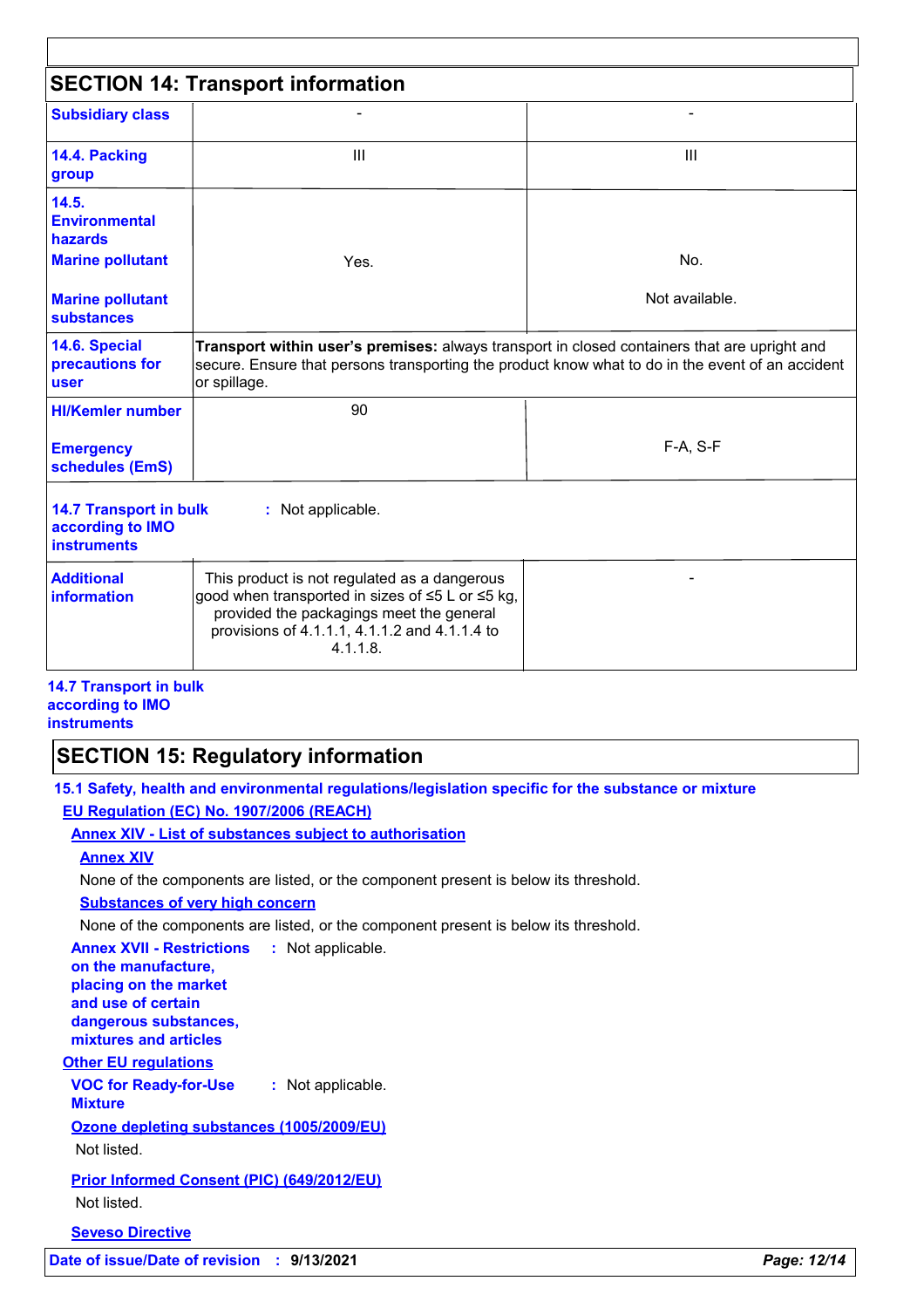## SECTION 14: Transport information

| | | |
|---|---|---|
| **Subsidiary class** | - | - |
| **14.4. Packing group** | III | III |
| **14.5. Environmental hazards** <br> **Marine pollutant** <br> **Marine pollutant substances** | Yes. | No. <br> Not available. |
| **14.6. Special precautions for user** | **Transport within user's premises:** always transport in closed containers that are upright and secure. Ensure that persons transporting the product know what to do in the event of an accident or spillage. | |
| **HI/Kemler number** <br> **Emergency schedules (EmS)** | 90 | F-A, S-F |
| **14.7 Transport in bulk according to IMO instruments** | : Not applicable. | |
| **Additional information** | This product is not regulated as a dangerous good when transported in sizes of ≤5 L or ≤5 kg, provided the packagings meet the general provisions of 4.1.1.1, 4.1.1.2 and 4.1.1.4 to 4.1.1.8. | - |

**14.7 Transport in bulk according to IMO instruments**

## SECTION 15: Regulatory information

**15.1 Safety, health and environmental regulations/legislation specific for the substance or mixture**

**EU Regulation (EC) No. 1907/2006 (REACH)**

**Annex XIV - List of substances subject to authorisation**

**Annex XIV**

None of the components are listed, or the component present is below its threshold.

**Substances of very high concern**

None of the components are listed, or the component present is below its threshold.

**Annex XVII - Restrictions on the manufacture, placing on the market and use of certain dangerous substances, mixtures and articles** : Not applicable.

**Other EU regulations**

**VOC for Ready-for-Use Mixture** : Not applicable.

**Ozone depleting substances (1005/2009/EU)**

Not listed.

**Prior Informed Consent (PIC) (649/2012/EU)**

Not listed.

**Seveso Directive**

**Date of issue/Date of revision** : **9/13/2021**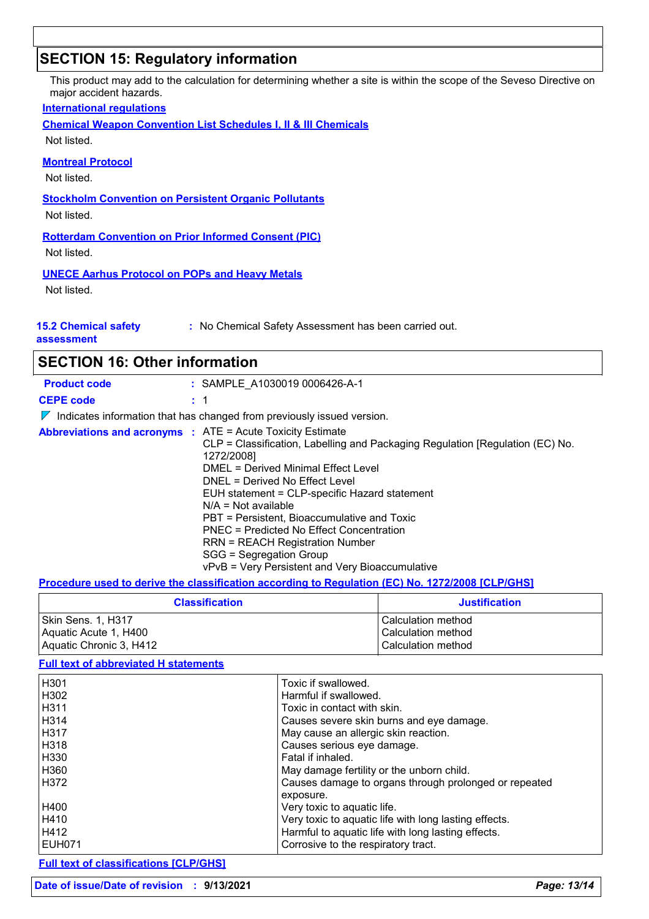## SECTION 15: Regulatory information

This product may add to the calculation for determining whether a site is within the scope of the Seveso Directive on major accident hazards.

**International regulations**

**Chemical Weapon Convention List Schedules I, II & III Chemicals**

Not listed.

**Montreal Protocol**

Not listed.

**Stockholm Convention on Persistent Organic Pollutants**

Not listed.

**Rotterdam Convention on Prior Informed Consent (PIC)**

Not listed.

**UNECE Aarhus Protocol on POPs and Heavy Metals**

Not listed.

**15.2 Chemical safety assessment** : No Chemical Safety Assessment has been carried out.

## SECTION 16: Other information

**Product code** : SAMPLE_A1030019 0006426-A-1

**CEPE code** : 1

◤ Indicates information that has changed from previously issued version.

**Abbreviations and acronyms** :
ATE = Acute Toxicity Estimate
CLP = Classification, Labelling and Packaging Regulation [Regulation (EC) No. 1272/2008]
DMEL = Derived Minimal Effect Level
DNEL = Derived No Effect Level
EUH statement = CLP-specific Hazard statement
N/A = Not available
PBT = Persistent, Bioaccumulative and Toxic
PNEC = Predicted No Effect Concentration
RRN = REACH Registration Number
SGG = Segregation Group
vPvB = Very Persistent and Very Bioaccumulative

**Procedure used to derive the classification according to Regulation (EC) No. 1272/2008 [CLP/GHS]**

| Classification | Justification |
|---|---|
| Skin Sens. 1, H317 | Calculation method |
| Aquatic Acute 1, H400 | Calculation method |
| Aquatic Chronic 3, H412 | Calculation method |

**Full text of abbreviated H statements**

| | |
|---|---|
| H301 | Toxic if swallowed. |
| H302 | Harmful if swallowed. |
| H311 | Toxic in contact with skin. |
| H314 | Causes severe skin burns and eye damage. |
| H317 | May cause an allergic skin reaction. |
| H318 | Causes serious eye damage. |
| H330 | Fatal if inhaled. |
| H360 | May damage fertility or the unborn child. |
| H372 | Causes damage to organs through prolonged or repeated exposure. |
| H400 | Very toxic to aquatic life. |
| H410 | Very toxic to aquatic life with long lasting effects. |
| H412 | Harmful to aquatic life with long lasting effects. |
| EUH071 | Corrosive to the respiratory tract. |

**Full text of classifications [CLP/GHS]**

**Date of issue/Date of revision** : 9/13/2021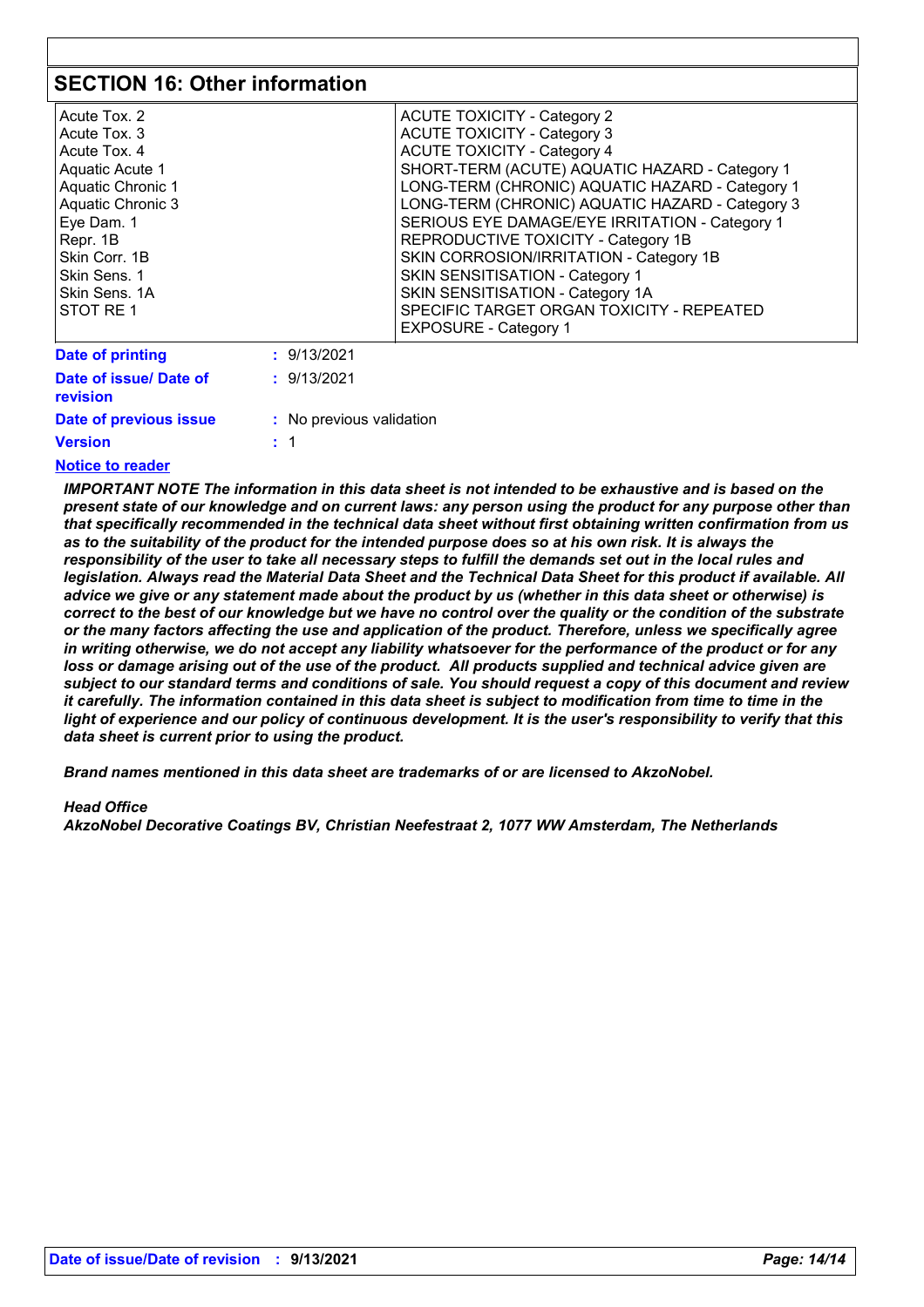## SECTION 16: Other information

| | |
|---|---|
| Acute Tox. 2 | ACUTE TOXICITY - Category 2 |
| Acute Tox. 3 | ACUTE TOXICITY - Category 3 |
| Acute Tox. 4 | ACUTE TOXICITY - Category 4 |
| Aquatic Acute 1 | SHORT-TERM (ACUTE) AQUATIC HAZARD - Category 1 |
| Aquatic Chronic 1 | LONG-TERM (CHRONIC) AQUATIC HAZARD - Category 1 |
| Aquatic Chronic 3 | LONG-TERM (CHRONIC) AQUATIC HAZARD - Category 3 |
| Eye Dam. 1 | SERIOUS EYE DAMAGE/EYE IRRITATION - Category 1 |
| Repr. 1B | REPRODUCTIVE TOXICITY - Category 1B |
| Skin Corr. 1B | SKIN CORROSION/IRRITATION - Category 1B |
| Skin Sens. 1 | SKIN SENSITISATION - Category 1 |
| Skin Sens. 1A | SKIN SENSITISATION - Category 1A |
| STOT RE 1 | SPECIFIC TARGET ORGAN TOXICITY - REPEATED EXPOSURE - Category 1 |

**Date of printing** : 9/13/2021

**Date of issue/ Date of revision** : 9/13/2021

**Date of previous issue** : No previous validation

**Version** : 1

**Notice to reader**

***IMPORTANT NOTE The information in this data sheet is not intended to be exhaustive and is based on the present state of our knowledge and on current laws: any person using the product for any purpose other than that specifically recommended in the technical data sheet without first obtaining written confirmation from us as to the suitability of the product for the intended purpose does so at his own risk. It is always the responsibility of the user to take all necessary steps to fulfill the demands set out in the local rules and legislation. Always read the Material Data Sheet and the Technical Data Sheet for this product if available. All advice we give or any statement made about the product by us (whether in this data sheet or otherwise) is correct to the best of our knowledge but we have no control over the quality or the condition of the substrate or the many factors affecting the use and application of the product. Therefore, unless we specifically agree in writing otherwise, we do not accept any liability whatsoever for the performance of the product or for any loss or damage arising out of the use of the product. All products supplied and technical advice given are subject to our standard terms and conditions of sale. You should request a copy of this document and review it carefully. The information contained in this data sheet is subject to modification from time to time in the light of experience and our policy of continuous development. It is the user's responsibility to verify that this data sheet is current prior to using the product.***

***Brand names mentioned in this data sheet are trademarks of or are licensed to AkzoNobel.***

***Head Office***
***AkzoNobel Decorative Coatings BV, Christian Neefestraat 2, 1077 WW Amsterdam, The Netherlands***